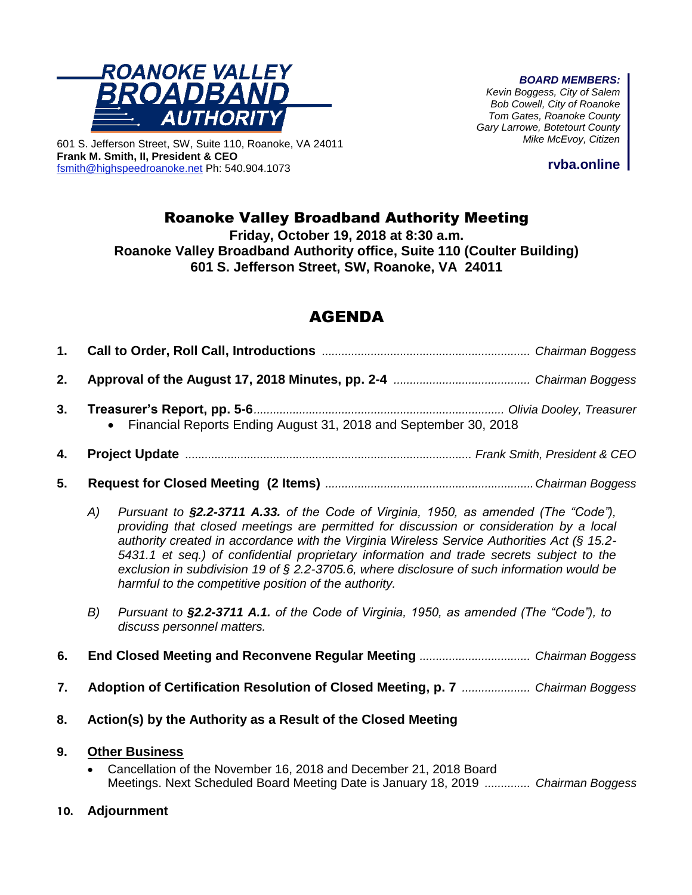**ROANOKE VALLEY BROADBAND AUTHORITY**

601 S. Jefferson Street, SW, Suite 110, Roanoke, VA 24011
**Frank M. Smith, II, President & CEO**
fsmith@highspeedroanoke.net Ph: 540.904.1073

***BOARD MEMBERS:***
*Kevin Boggess, City of Salem*
*Bob Cowell, City of Roanoke*
*Tom Gates, Roanoke County*
*Gary Larrowe, Botetourt County*
*Mike McEvoy, Citizen*

**rvba.online**

# Roanoke Valley Broadband Authority Meeting

**Friday, October 19, 2018 at 8:30 a.m.**
**Roanoke Valley Broadband Authority office, Suite 110 (Coulter Building)**
**601 S. Jefferson Street, SW, Roanoke, VA 24011**

## AGENDA

1. **Call to Order, Roll Call, Introductions** ........................................................ *Chairman Boggess*

2. **Approval of the August 17, 2018 Minutes, pp. 2-4** .......................................... *Chairman Boggess*

3. **Treasurer's Report, pp. 5-6**............................................................................ *Olivia Dooley, Treasurer*
   - Financial Reports Ending August 31, 2018 and September 30, 2018

4. **Project Update** ........................................................................................ *Frank Smith, President & CEO*

5. **Request for Closed Meeting (2 Items)** ..........................................................*Chairman Boggess*

   A) *Pursuant to **§2.2-3711 A.33.** of the Code of Virginia, 1950, as amended (The "Code"), providing that closed meetings are permitted for discussion or consideration by a local authority created in accordance with the Virginia Wireless Service Authorities Act (§ 15.2-5431.1 et seq.) of confidential proprietary information and trade secrets subject to the exclusion in subdivision 19 of § 2.2-3705.6, where disclosure of such information would be harmful to the competitive position of the authority.*

   B) *Pursuant to **§2.2-3711 A.1.** of the Code of Virginia, 1950, as amended (The "Code"), to discuss personnel matters.*

6. **End Closed Meeting and Reconvene Regular Meeting** ................................. *Chairman Boggess*

7. **Adoption of Certification Resolution of Closed Meeting, p. 7** ..................... *Chairman Boggess*

8. **Action(s) by the Authority as a Result of the Closed Meeting**

9. **Other Business**
   - Cancellation of the November 16, 2018 and December 21, 2018 Board Meetings. Next Scheduled Board Meeting Date is January 18, 2019 ............. *Chairman Boggess*

10. **Adjournment**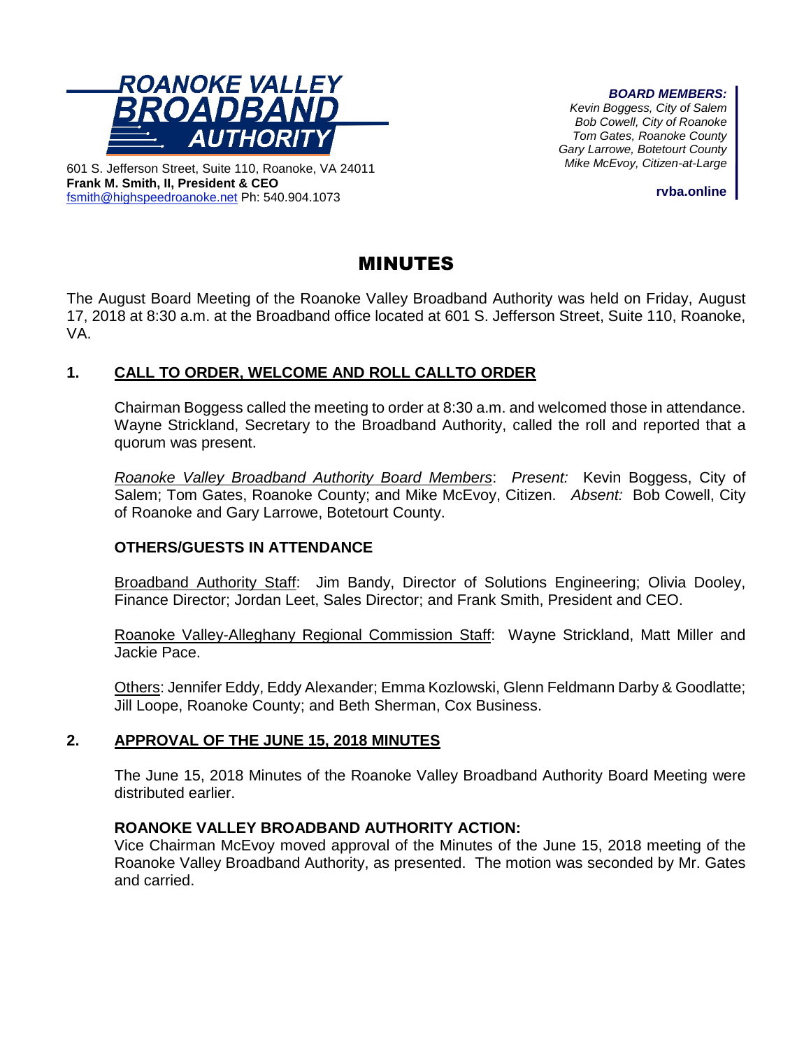**ROANOKE VALLEY BROADBAND AUTHORITY**

601 S. Jefferson Street, Suite 110, Roanoke, VA 24011
**Frank M. Smith, II, President & CEO**
fsmith@highspeedroanoke.net Ph: 540.904.1073

***BOARD MEMBERS:***
*Kevin Boggess, City of Salem*
*Bob Cowell, City of Roanoke*
*Tom Gates, Roanoke County*
*Gary Larrowe, Botetourt County*
*Mike McEvoy, Citizen-at-Large*

**rvba.online**

# MINUTES

The August Board Meeting of the Roanoke Valley Broadband Authority was held on Friday, August 17, 2018 at 8:30 a.m. at the Broadband office located at 601 S. Jefferson Street, Suite 110, Roanoke, VA.

## 1. CALL TO ORDER, WELCOME AND ROLL CALLTO ORDER

Chairman Boggess called the meeting to order at 8:30 a.m. and welcomed those in attendance. Wayne Strickland, Secretary to the Broadband Authority, called the roll and reported that a quorum was present.

*Roanoke Valley Broadband Authority Board Members*: *Present:* Kevin Boggess, City of Salem; Tom Gates, Roanoke County; and Mike McEvoy, Citizen. *Absent:* Bob Cowell, City of Roanoke and Gary Larrowe, Botetourt County.

### OTHERS/GUESTS IN ATTENDANCE

Broadband Authority Staff: Jim Bandy, Director of Solutions Engineering; Olivia Dooley, Finance Director; Jordan Leet, Sales Director; and Frank Smith, President and CEO.

Roanoke Valley-Alleghany Regional Commission Staff: Wayne Strickland, Matt Miller and Jackie Pace.

Others: Jennifer Eddy, Eddy Alexander; Emma Kozlowski, Glenn Feldmann Darby & Goodlatte; Jill Loope, Roanoke County; and Beth Sherman, Cox Business.

## 2. APPROVAL OF THE JUNE 15, 2018 MINUTES

The June 15, 2018 Minutes of the Roanoke Valley Broadband Authority Board Meeting were distributed earlier.

**ROANOKE VALLEY BROADBAND AUTHORITY ACTION:**
Vice Chairman McEvoy moved approval of the Minutes of the June 15, 2018 meeting of the Roanoke Valley Broadband Authority, as presented. The motion was seconded by Mr. Gates and carried.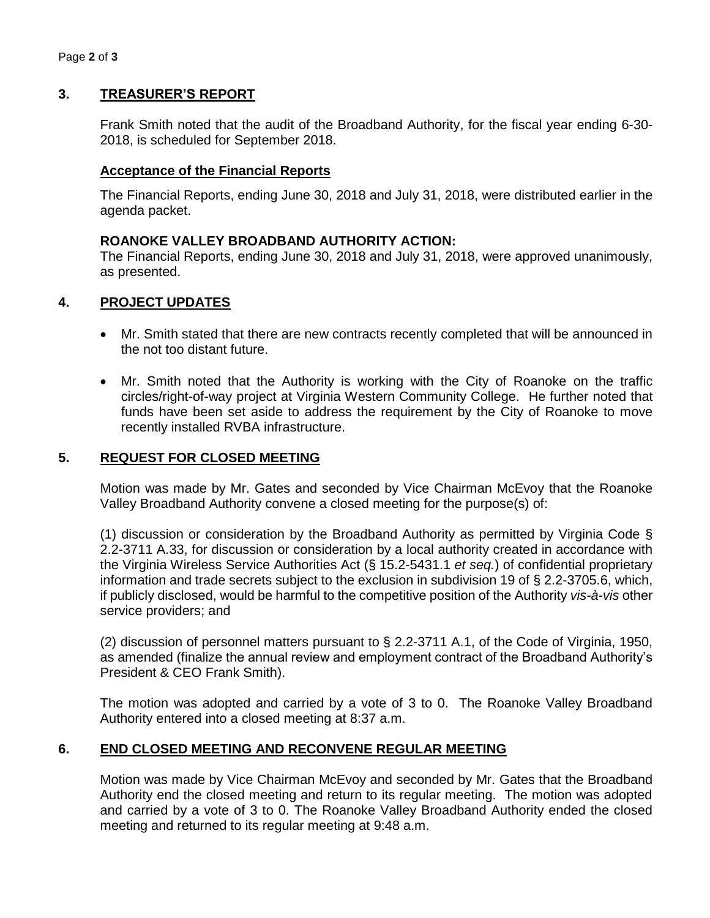## 3. TREASURER'S REPORT

Frank Smith noted that the audit of the Broadband Authority, for the fiscal year ending 6-30-2018, is scheduled for September 2018.

### Acceptance of the Financial Reports

The Financial Reports, ending June 30, 2018 and July 31, 2018, were distributed earlier in the agenda packet.

**ROANOKE VALLEY BROADBAND AUTHORITY ACTION:**
The Financial Reports, ending June 30, 2018 and July 31, 2018, were approved unanimously, as presented.

## 4. PROJECT UPDATES

- Mr. Smith stated that there are new contracts recently completed that will be announced in the not too distant future.
- Mr. Smith noted that the Authority is working with the City of Roanoke on the traffic circles/right-of-way project at Virginia Western Community College. He further noted that funds have been set aside to address the requirement by the City of Roanoke to move recently installed RVBA infrastructure.

## 5. REQUEST FOR CLOSED MEETING

Motion was made by Mr. Gates and seconded by Vice Chairman McEvoy that the Roanoke Valley Broadband Authority convene a closed meeting for the purpose(s) of:

(1) discussion or consideration by the Broadband Authority as permitted by Virginia Code § 2.2-3711 A.33, for discussion or consideration by a local authority created in accordance with the Virginia Wireless Service Authorities Act (§ 15.2-5431.1 *et seq.*) of confidential proprietary information and trade secrets subject to the exclusion in subdivision 19 of § 2.2-3705.6, which, if publicly disclosed, would be harmful to the competitive position of the Authority *vis-à-vis* other service providers; and

(2) discussion of personnel matters pursuant to § 2.2-3711 A.1, of the Code of Virginia, 1950, as amended (finalize the annual review and employment contract of the Broadband Authority's President & CEO Frank Smith).

The motion was adopted and carried by a vote of 3 to 0. The Roanoke Valley Broadband Authority entered into a closed meeting at 8:37 a.m.

## 6. END CLOSED MEETING AND RECONVENE REGULAR MEETING

Motion was made by Vice Chairman McEvoy and seconded by Mr. Gates that the Broadband Authority end the closed meeting and return to its regular meeting. The motion was adopted and carried by a vote of 3 to 0. The Roanoke Valley Broadband Authority ended the closed meeting and returned to its regular meeting at 9:48 a.m.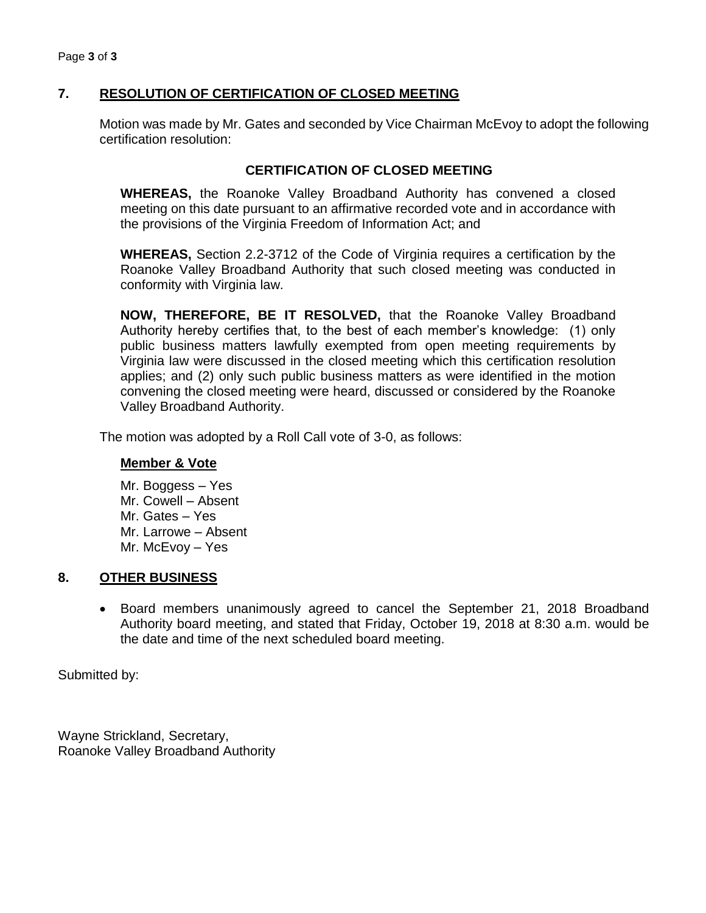## 7. RESOLUTION OF CERTIFICATION OF CLOSED MEETING

Motion was made by Mr. Gates and seconded by Vice Chairman McEvoy to adopt the following certification resolution:

### CERTIFICATION OF CLOSED MEETING

**WHEREAS,** the Roanoke Valley Broadband Authority has convened a closed meeting on this date pursuant to an affirmative recorded vote and in accordance with the provisions of the Virginia Freedom of Information Act; and

**WHEREAS,** Section 2.2-3712 of the Code of Virginia requires a certification by the Roanoke Valley Broadband Authority that such closed meeting was conducted in conformity with Virginia law.

**NOW, THEREFORE, BE IT RESOLVED,** that the Roanoke Valley Broadband Authority hereby certifies that, to the best of each member's knowledge: (1) only public business matters lawfully exempted from open meeting requirements by Virginia law were discussed in the closed meeting which this certification resolution applies; and (2) only such public business matters as were identified in the motion convening the closed meeting were heard, discussed or considered by the Roanoke Valley Broadband Authority.

The motion was adopted by a Roll Call vote of 3-0, as follows:

**Member & Vote**

Mr. Boggess – Yes
Mr. Cowell – Absent
Mr. Gates – Yes
Mr. Larrowe – Absent
Mr. McEvoy – Yes

## 8. OTHER BUSINESS

- Board members unanimously agreed to cancel the September 21, 2018 Broadband Authority board meeting, and stated that Friday, October 19, 2018 at 8:30 a.m. would be the date and time of the next scheduled board meeting.

Submitted by:

Wayne Strickland, Secretary,
Roanoke Valley Broadband Authority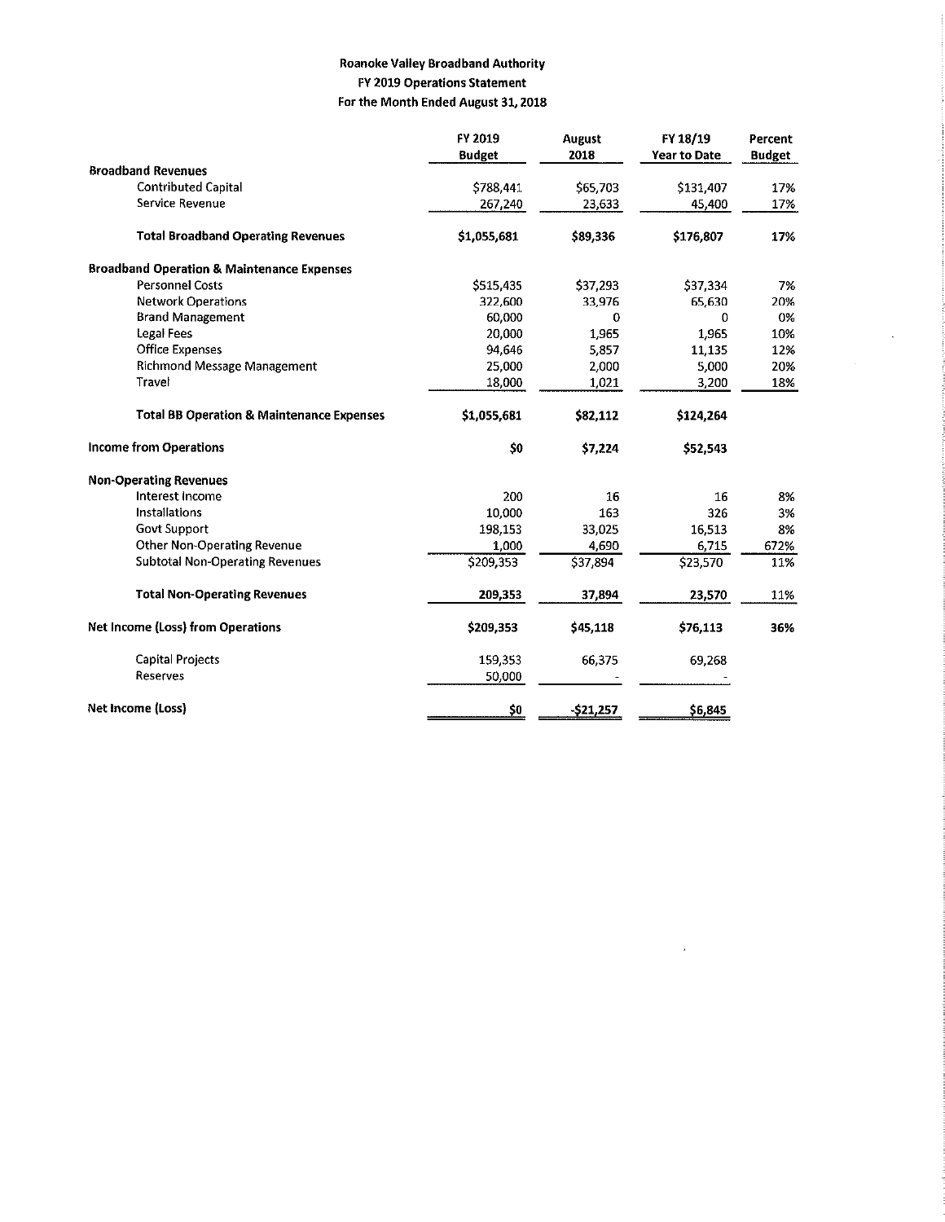**Roanoke Valley Broadband Authority**
**FY 2019 Operations Statement**
**For the Month Ended August 31, 2018**

| | FY 2019 Budget | August 2018 | FY 18/19 Year to Date | Percent Budget |
|---|---|---|---|---|
| **Broadband Revenues** | | | | |
| Contributed Capital | $788,441 | $65,703 | $131,407 | 17% |
| Service Revenue | 267,240 | 23,633 | 45,400 | 17% |
| **Total Broadband Operating Revenues** | **$1,055,681** | **$89,336** | **$176,807** | **17%** |
| **Broadband Operation & Maintenance Expenses** | | | | |
| Personnel Costs | $515,435 | $37,293 | $37,334 | 7% |
| Network Operations | 322,600 | 33,976 | 65,630 | 20% |
| Brand Management | 60,000 | 0 | 0 | 0% |
| Legal Fees | 20,000 | 1,965 | 1,965 | 10% |
| Office Expenses | 94,646 | 5,857 | 11,135 | 12% |
| Richmond Message Management | 25,000 | 2,000 | 5,000 | 20% |
| Travel | 18,000 | 1,021 | 3,200 | 18% |
| **Total BB Operation & Maintenance Expenses** | **$1,055,681** | **$82,112** | **$124,264** | |
| **Income from Operations** | **$0** | **$7,224** | **$52,543** | |
| **Non-Operating Revenues** | | | | |
| Interest Income | 200 | 16 | 16 | 8% |
| Installations | 10,000 | 163 | 326 | 3% |
| Govt Support | 198,153 | 33,025 | 16,513 | 8% |
| Other Non-Operating Revenue | 1,000 | 4,690 | 6,715 | 672% |
| Subtotal Non-Operating Revenues | $209,353 | $37,894 | $23,570 | 11% |
| **Total Non-Operating Revenues** | **209,353** | **37,894** | **23,570** | 11% |
| **Net Income (Loss) from Operations** | **$209,353** | **$45,118** | **$76,113** | **36%** |
| Capital Projects | 159,353 | 66,375 | 69,268 | |
| Reserves | 50,000 | - | - | |
| **Net Income (Loss)** | **$0** | **-$21,257** | **$6,845** | |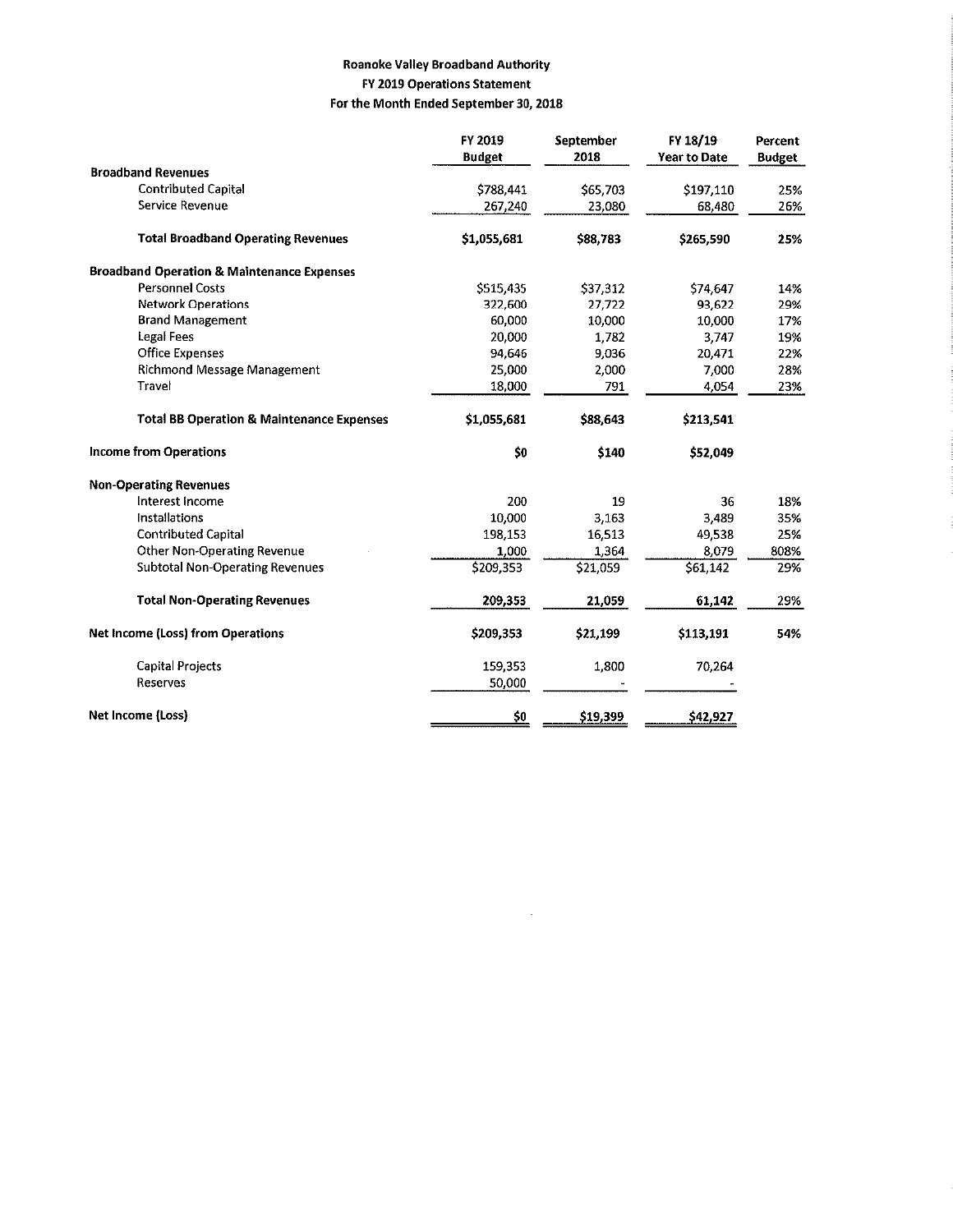**Roanoke Valley Broadband Authority**
**FY 2019 Operations Statement**
**For the Month Ended September 30, 2018**

| | FY 2019 Budget | September 2018 | FY 18/19 Year to Date | Percent Budget |
|---|---|---|---|---|
| **Broadband Revenues** | | | | |
| Contributed Capital | $788,441 | $65,703 | $197,110 | 25% |
| Service Revenue | 267,240 | 23,080 | 68,480 | 26% |
| **Total Broadband Operating Revenues** | **$1,055,681** | **$88,783** | **$265,590** | **25%** |
| **Broadband Operation & Maintenance Expenses** | | | | |
| Personnel Costs | $515,435 | $37,312 | $74,647 | 14% |
| Network Operations | 322,600 | 27,722 | 93,622 | 29% |
| Brand Management | 60,000 | 10,000 | 10,000 | 17% |
| Legal Fees | 20,000 | 1,782 | 3,747 | 19% |
| Office Expenses | 94,646 | 9,036 | 20,471 | 22% |
| Richmond Message Management | 25,000 | 2,000 | 7,000 | 28% |
| Travel | 18,000 | 791 | 4,054 | 23% |
| **Total BB Operation & Maintenance Expenses** | **$1,055,681** | **$88,643** | **$213,541** | |
| **Income from Operations** | **$0** | **$140** | **$52,049** | |
| **Non-Operating Revenues** | | | | |
| Interest Income | 200 | 19 | 36 | 18% |
| Installations | 10,000 | 3,163 | 3,489 | 35% |
| Contributed Capital | 198,153 | 16,513 | 49,538 | 25% |
| Other Non-Operating Revenue | 1,000 | 1,364 | 8,079 | 808% |
| Subtotal Non-Operating Revenues | $209,353 | $21,059 | $61,142 | 29% |
| **Total Non-Operating Revenues** | **209,353** | **21,059** | **61,142** | **29%** |
| **Net Income (Loss) from Operations** | **$209,353** | **$21,199** | **$113,191** | **54%** |
| Capital Projects | 159,353 | 1,800 | 70,264 | |
| Reserves | 50,000 | - | - | |
| **Net Income (Loss)** | **$0** | **$19,399** | **$42,927** | |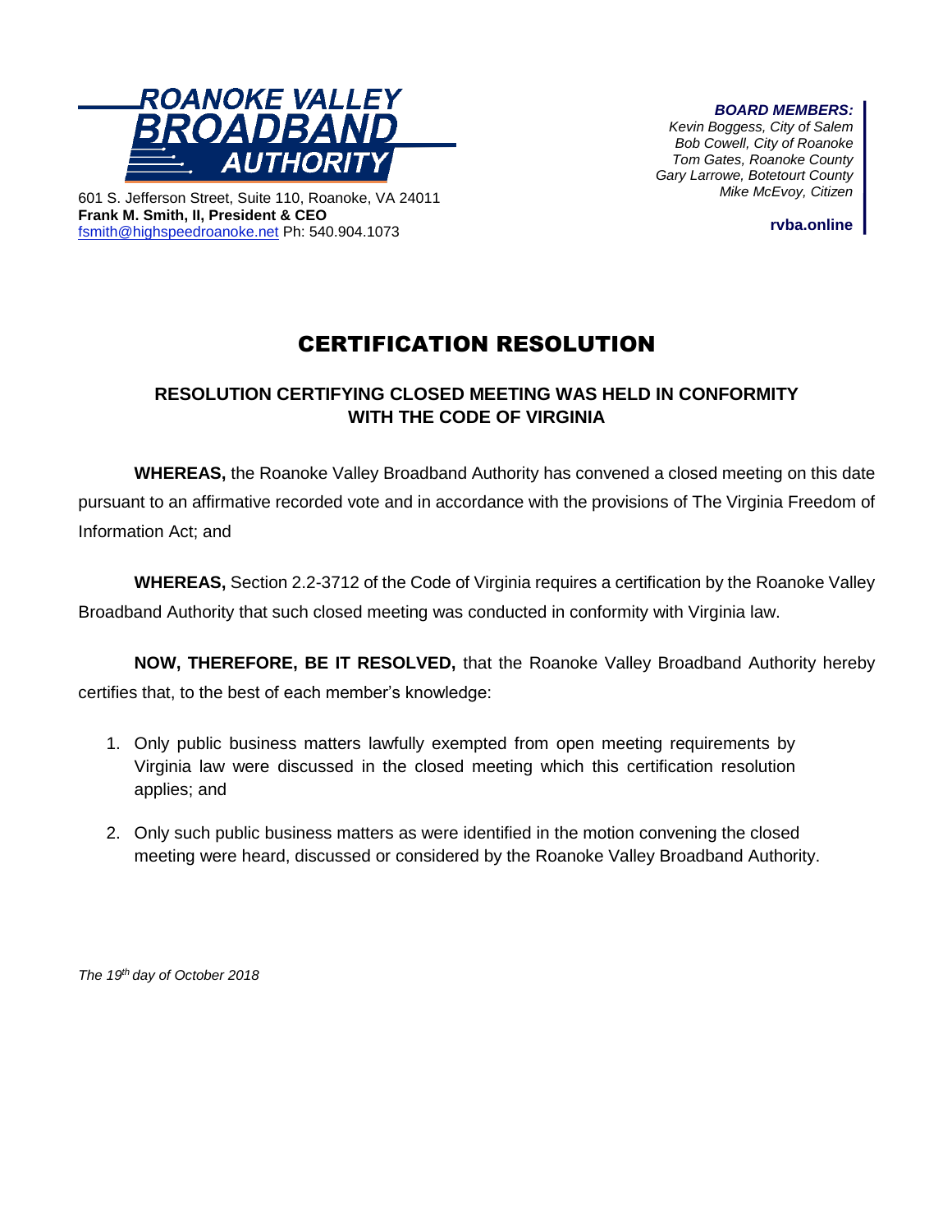**ROANOKE VALLEY BROADBAND AUTHORITY**

601 S. Jefferson Street, Suite 110, Roanoke, VA 24011
**Frank M. Smith, II, President & CEO**
fsmith@highspeedroanoke.net Ph: 540.904.1073

***BOARD MEMBERS:***
*Kevin Boggess, City of Salem*
*Bob Cowell, City of Roanoke*
*Tom Gates, Roanoke County*
*Gary Larrowe, Botetourt County*
*Mike McEvoy, Citizen*

**rvba.online**

# CERTIFICATION RESOLUTION

## RESOLUTION CERTIFYING CLOSED MEETING WAS HELD IN CONFORMITY WITH THE CODE OF VIRGINIA

**WHEREAS,** the Roanoke Valley Broadband Authority has convened a closed meeting on this date pursuant to an affirmative recorded vote and in accordance with the provisions of The Virginia Freedom of Information Act; and

**WHEREAS,** Section 2.2-3712 of the Code of Virginia requires a certification by the Roanoke Valley Broadband Authority that such closed meeting was conducted in conformity with Virginia law.

**NOW, THEREFORE, BE IT RESOLVED,** that the Roanoke Valley Broadband Authority hereby certifies that, to the best of each member's knowledge:

1. Only public business matters lawfully exempted from open meeting requirements by Virginia law were discussed in the closed meeting which this certification resolution applies; and

2. Only such public business matters as were identified in the motion convening the closed meeting were heard, discussed or considered by the Roanoke Valley Broadband Authority.

*The 19th day of October 2018*